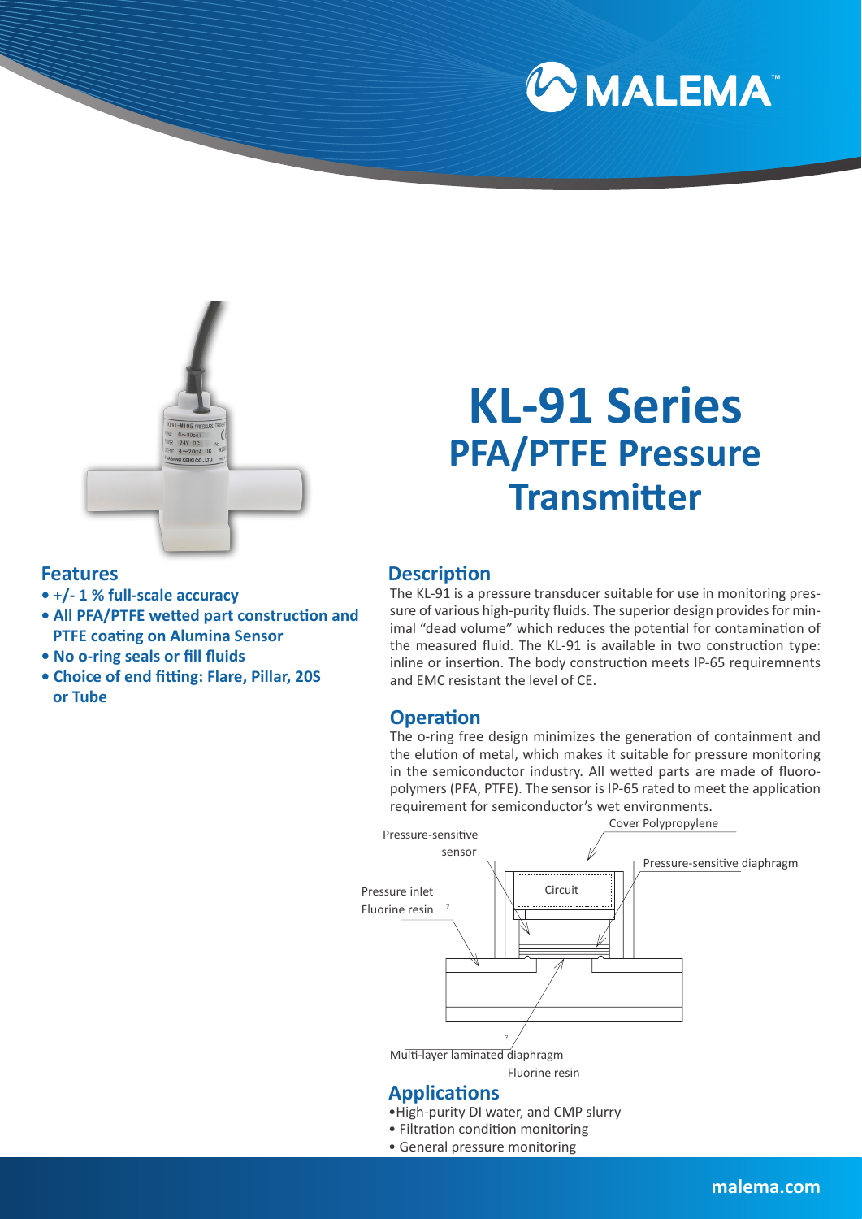# KL-91 Series
## PFA/PTFE Pressure Transmitter

## Features

- **+/- 1 % full-scale accuracy**
- **All PFA/PTFE wetted part construction and PTFE coating on Alumina Sensor**
- **No o-ring seals or fill fluids**
- **Choice of end fitting: Flare, Pillar, 20S or Tube**

## Description

The KL-91 is a pressure transducer suitable for use in monitoring pressure of various high-purity fluids. The superior design provides for minimal "dead volume" which reduces the potential for contamination of the measured fluid. The KL-91 is available in two construction type: inline or insertion. The body construction meets IP-65 requiremnents and EMC resistant the level of CE.

## Operation

The o-ring free design minimizes the generation of containment and the elution of metal, which makes it suitable for pressure monitoring in the semiconductor industry. All wetted parts are made of fluoropolymers (PFA, PTFE). The sensor is IP-65 rated to meet the application requirement for semiconductor's wet environments.

Pressure-sensitive sensor

Cover Polypropylene

Pressure-sensitive diaphragm

Pressure inlet Fluorine resin

Circuit

Multi-layer laminated diaphragm Fluorine resin

## Applications

- High-purity DI water, and CMP slurry
- Filtration condition monitoring
- General pressure monitoring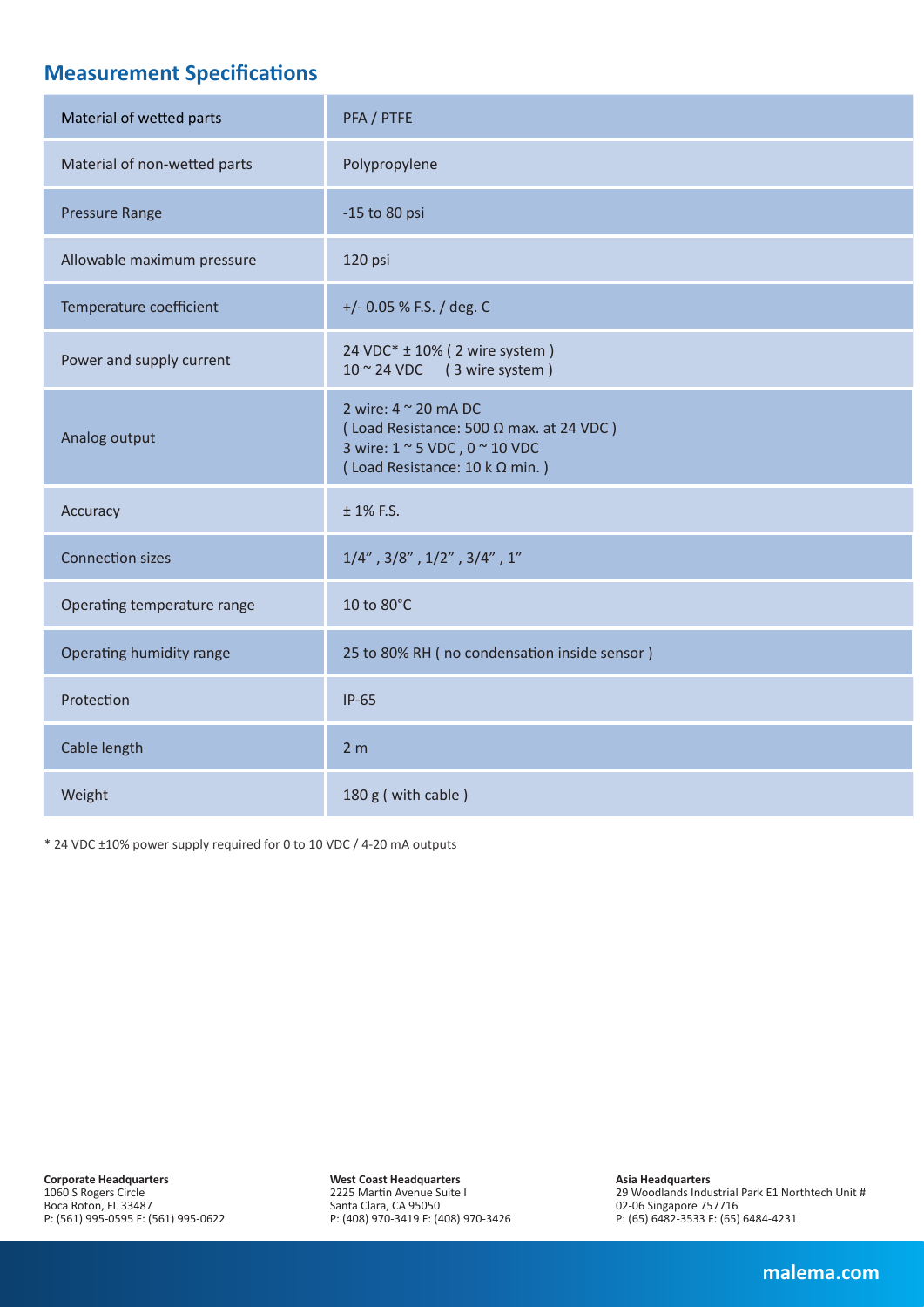## Measurement Specifications

| Material of wetted parts | PFA / PTFE |
|---|---|
| Material of non-wetted parts | Polypropylene |
| Pressure Range | -15 to 80 psi |
| Allowable maximum pressure | 120 psi |
| Temperature coefficient | +/- 0.05 % F.S. / deg. C |
| Power and supply current | 24 VDC* ± 10% ( 2 wire system )<br>10 ~ 24 VDC ( 3 wire system ) |
| Analog output | 2 wire: 4 ~ 20 mA DC<br>( Load Resistance: 500 Ω max. at 24 VDC )<br>3 wire: 1 ~ 5 VDC , 0 ~ 10 VDC<br>( Load Resistance: 10 k Ω min. ) |
| Accuracy | ± 1% F.S. |
| Connection sizes | 1/4" , 3/8" , 1/2" , 3/4" , 1" |
| Operating temperature range | 10 to 80°C |
| Operating humidity range | 25 to 80% RH ( no condensation inside sensor ) |
| Protection | IP-65 |
| Cable length | 2 m |
| Weight | 180 g ( with cable ) |

* 24 VDC ±10% power supply required for 0 to 10 VDC / 4-20 mA outputs

**Corporate Headquarters**
1060 S Rogers Circle
Boca Roton, FL 33487
P: (561) 995-0595 F: (561) 995-0622

**West Coast Headquarters**
2225 Martin Avenue Suite I
Santa Clara, CA 95050
P: (408) 970-3419 F: (408) 970-3426

**Asia Headquarters**
29 Woodlands Industrial Park E1 Northtech Unit #
02-06 Singapore 757716
P: (65) 6482-3533 F: (65) 6484-4231

**malema.com**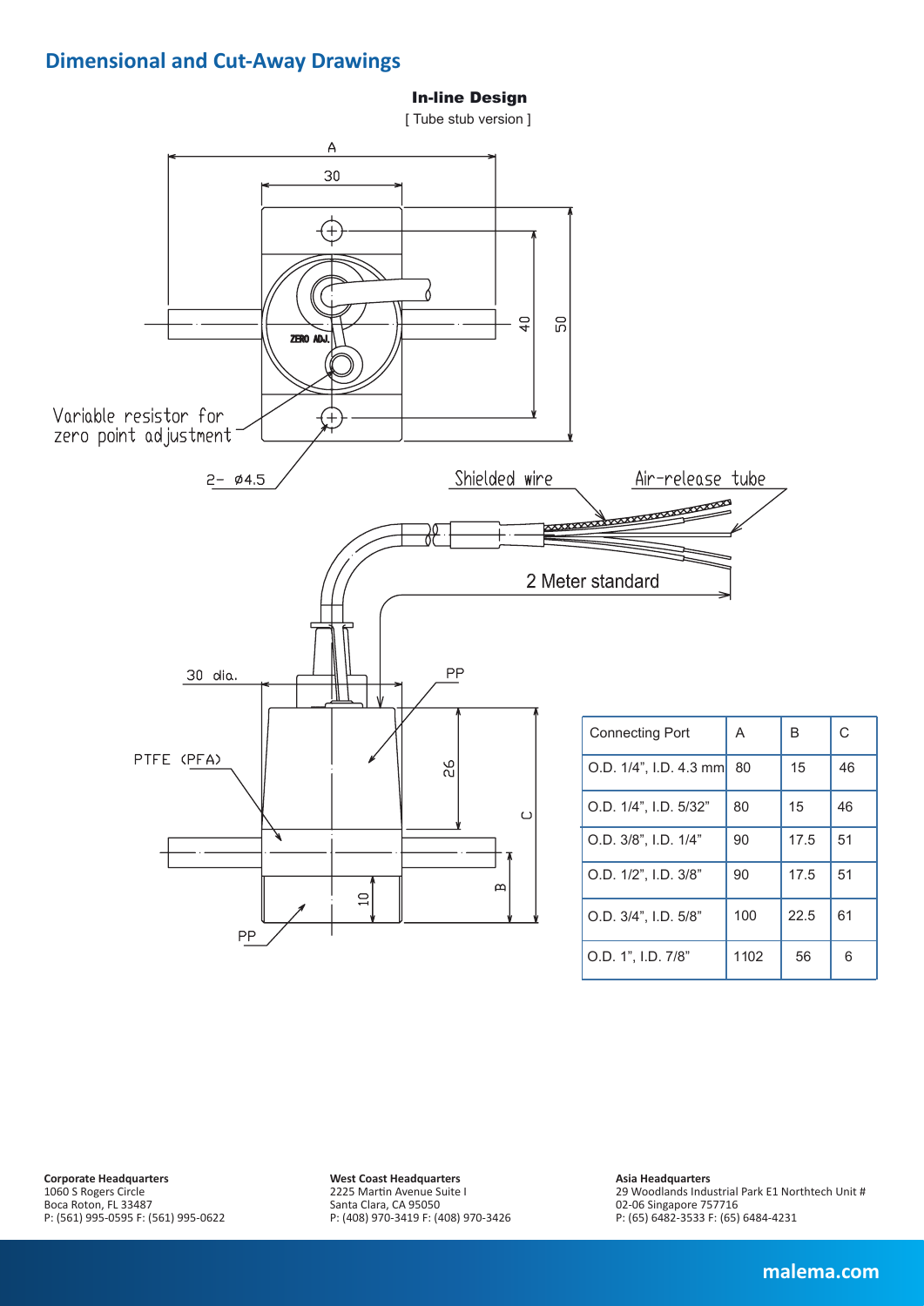## Dimensional and Cut-Away Drawings

**In-line Design**

[ Tube stub version ]

A

30

40

50

ZERO ADJ.

Variable resistor for zero point adjustment

2- ø4.5

Shielded wire

Air-release tube

2 Meter standard

30 dia.

PP

PTFE (PFA)

26

C

10

B

PP

| Connecting Port | A | B | C |
|---|---|---|---|
| O.D. 1/4", I.D. 4.3 mm | 80 | 15 | 46 |
| O.D. 1/4", I.D. 5/32" | 80 | 15 | 46 |
| O.D. 3/8", I.D. 1/4" | 90 | 17.5 | 51 |
| O.D. 1/2", I.D. 3/8" | 90 | 17.5 | 51 |
| O.D. 3/4", I.D. 5/8" | 100 | 22.5 | 61 |
| O.D. 1", I.D. 7/8" | 1102 | 56 | 6 |

**Corporate Headquarters**
1060 S Rogers Circle
Boca Roton, FL 33487
P: (561) 995-0595 F: (561) 995-0622

**West Coast Headquarters**
2225 Martin Avenue Suite I
Santa Clara, CA 95050
P: (408) 970-3419 F: (408) 970-3426

**Asia Headquarters**
29 Woodlands Industrial Park E1 Northtech Unit #
02-06 Singapore 757716
P: (65) 6482-3533 F: (65) 6484-4231

malema.com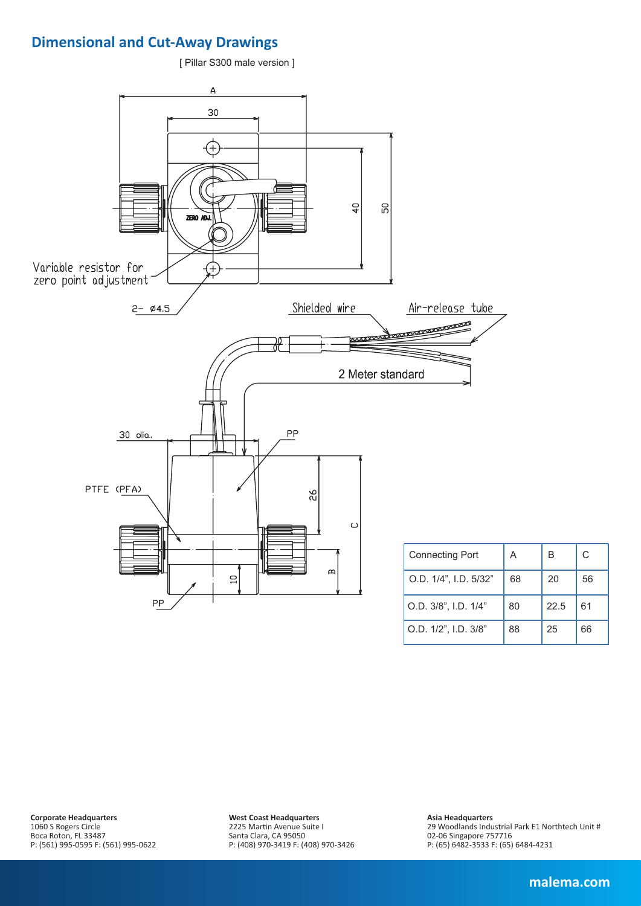## Dimensional and Cut-Away Drawings

[ Pillar S300 male version ]

A

30

40

50

ZERO ADJ.

Variable resistor for zero point adjustment

2- ø4.5

Shielded wire

Air-release tube

2 Meter standard

30 dia.

PP

PTFE (PFA)

26

C

10

B

PP

| Connecting Port | A | B | C |
|---|---|---|---|
| O.D. 1/4", I.D. 5/32" | 68 | 20 | 56 |
| O.D. 3/8", I.D. 1/4" | 80 | 22.5 | 61 |
| O.D. 1/2", I.D. 3/8" | 88 | 25 | 66 |

**Corporate Headquarters**
1060 S Rogers Circle
Boca Roton, FL 33487
P: (561) 995-0595 F: (561) 995-0622

**West Coast Headquarters**
2225 Martin Avenue Suite I
Santa Clara, CA 95050
P: (408) 970-3419 F: (408) 970-3426

**Asia Headquarters**
29 Woodlands Industrial Park E1 Northtech Unit #
02-06 Singapore 757716
P: (65) 6482-3533 F: (65) 6484-4231

**malema.com**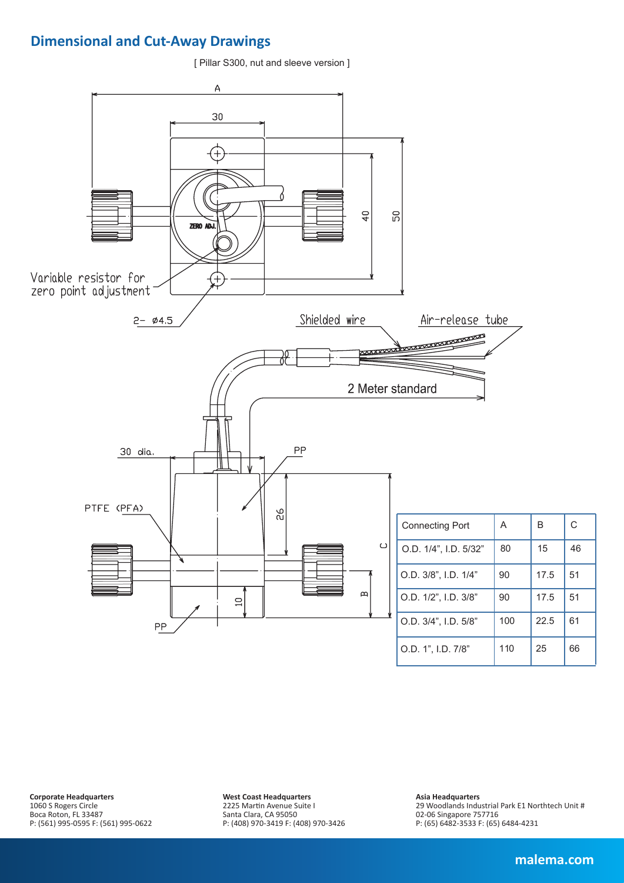## Dimensional and Cut-Away Drawings

[ Pillar S300, nut and sleeve version ]

Variable resistor for zero point adjustment

ZERO ADJ.

2- ø4.5

Shielded wire

Air-release tube

2 Meter standard

30 dia.

PP

PTFE (PFA)

PP

| Connecting Port | A | B | C |
|---|---|---|---|
| O.D. 1/4", I.D. 5/32" | 80 | 15 | 46 |
| O.D. 3/8", I.D. 1/4" | 90 | 17.5 | 51 |
| O.D. 1/2", I.D. 3/8" | 90 | 17.5 | 51 |
| O.D. 3/4", I.D. 5/8" | 100 | 22.5 | 61 |
| O.D. 1", I.D. 7/8" | 110 | 25 | 66 |

**Corporate Headquarters**
1060 S Rogers Circle
Boca Roton, FL 33487
P: (561) 995-0595 F: (561) 995-0622

**West Coast Headquarters**
2225 Martin Avenue Suite I
Santa Clara, CA 95050
P: (408) 970-3419 F: (408) 970-3426

**Asia Headquarters**
29 Woodlands Industrial Park E1 Northtech Unit #
02-06 Singapore 757716
P: (65) 6482-3533 F: (65) 6484-4231

**malema.com**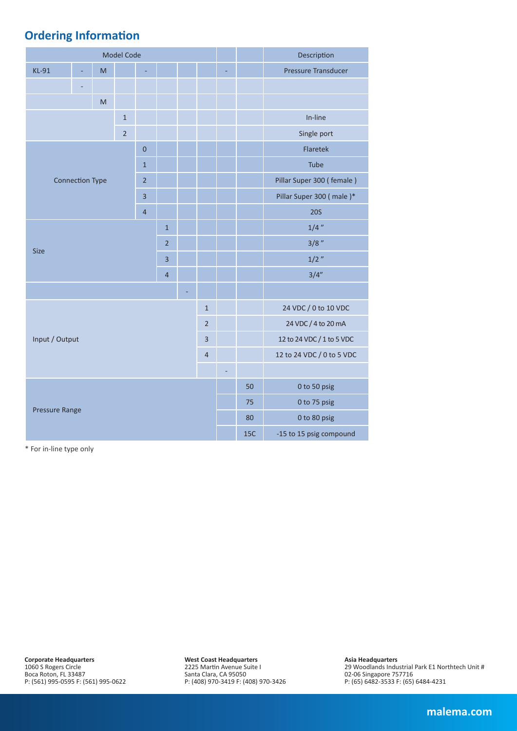## Ordering Information

| Model Code | | | | | | | | | | Description |
|---|---|---|---|---|---|---|---|---|---|---|
| KL-91 | - | M | | - | | | | - | | Pressure Transducer |
| | - | | | | | | | | | |
| | | M | | | | | | | | |
| | | | 1 | | | | | | | In-line |
| | | | 2 | | | | | | | Single port |
| Connection Type | | | | 0 | | | | | | Flaretek |
| | | | | 1 | | | | | | Tube |
| | | | | 2 | | | | | | Pillar Super 300 ( female ) |
| | | | | 3 | | | | | | Pillar Super 300 ( male )* |
| | | | | 4 | | | | | | 20S |
| Size | | | | | 1 | | | | | 1/4 ″ |
| | | | | | 2 | | | | | 3/8 ″ |
| | | | | | 3 | | | | | 1/2 ″ |
| | | | | | 4 | | | | | 3/4″ |
| | | | | | | - | | | | |
| Input / Output | | | | | | | 1 | | | 24 VDC / 0 to 10 VDC |
| | | | | | | | 2 | | | 24 VDC / 4 to 20 mA |
| | | | | | | | 3 | | | 12 to 24 VDC / 1 to 5 VDC |
| | | | | | | | 4 | | | 12 to 24 VDC / 0 to 5 VDC |
| | | | | | | | | - | | |
| Pressure Range | | | | | | | | | 50 | 0 to 50 psig |
| | | | | | | | | | 75 | 0 to 75 psig |
| | | | | | | | | | 80 | 0 to 80 psig |
| | | | | | | | | | 15C | -15 to 15 psig compound |

* For in-line type only

**Corporate Headquarters**
1060 S Rogers Circle
Boca Roton, FL 33487
P: (561) 995-0595 F: (561) 995-0622

**West Coast Headquarters**
2225 Martin Avenue Suite I
Santa Clara, CA 95050
P: (408) 970-3419 F: (408) 970-3426

**Asia Headquarters**
29 Woodlands Industrial Park E1 Northtech Unit #
02-06 Singapore 757716
P: (65) 6482-3533 F: (65) 6484-4231

**malema.com**